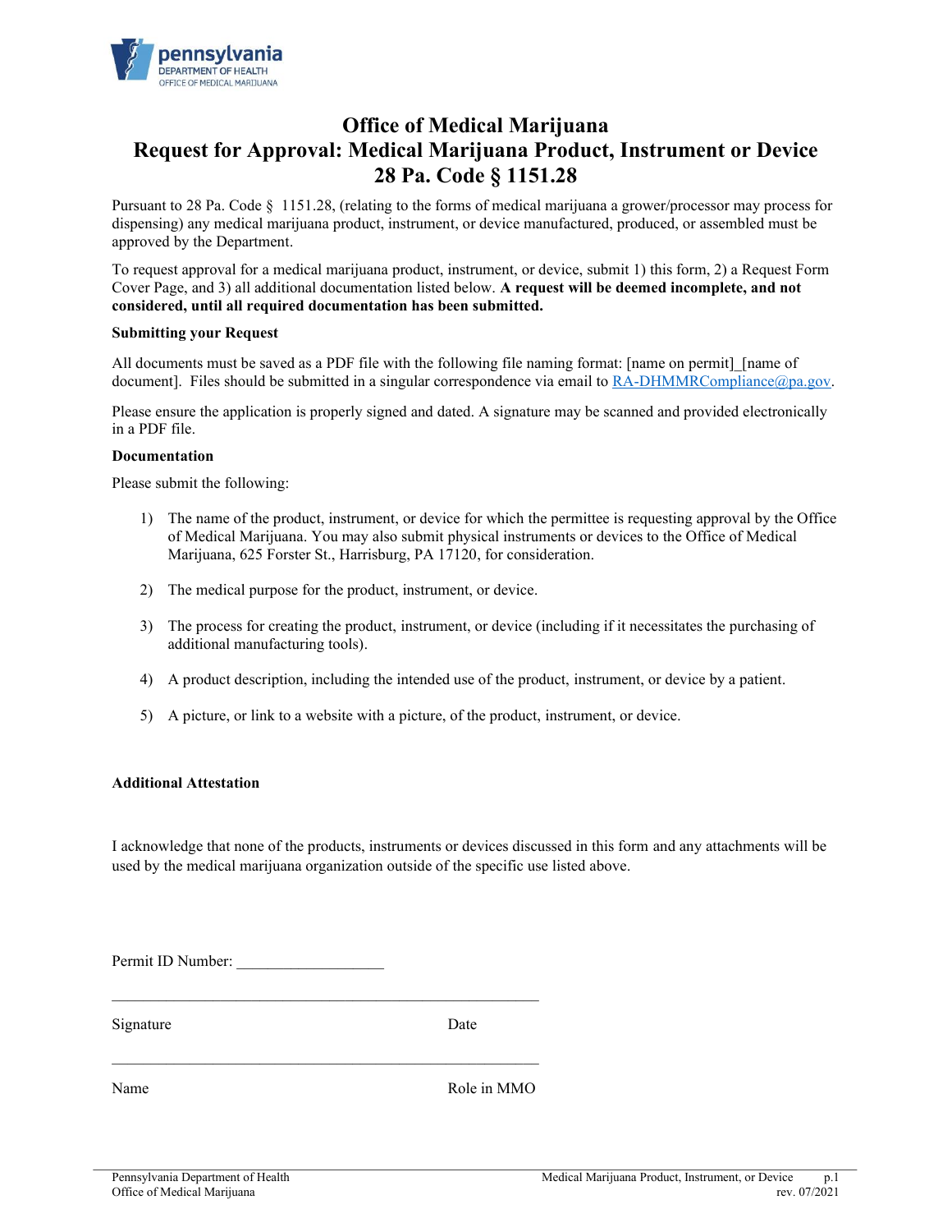# Office of Medical Marijuana
# Request for Approval: Medical Marijuana Product, Instrument or Device
# 28 Pa. Code § 1151.28

Pursuant to 28 Pa. Code § 1151.28, (relating to the forms of medical marijuana a grower/processor may process for dispensing) any medical marijuana product, instrument, or device manufactured, produced, or assembled must be approved by the Department.

To request approval for a medical marijuana product, instrument, or device, submit 1) this form, 2) a Request Form Cover Page, and 3) all additional documentation listed below. **A request will be deemed incomplete, and not considered, until all required documentation has been submitted.**

**Submitting your Request**

All documents must be saved as a PDF file with the following file naming format: [name on permit]_[name of document]. Files should be submitted in a singular correspondence via email to RA-DHMMRCompliance@pa.gov.

Please ensure the application is properly signed and dated. A signature may be scanned and provided electronically in a PDF file.

**Documentation**

Please submit the following:

1) The name of the product, instrument, or device for which the permittee is requesting approval by the Office of Medical Marijuana. You may also submit physical instruments or devices to the Office of Medical Marijuana, 625 Forster St., Harrisburg, PA 17120, for consideration.
2) The medical purpose for the product, instrument, or device.
3) The process for creating the product, instrument, or device (including if it necessitates the purchasing of additional manufacturing tools).
4) A product description, including the intended use of the product, instrument, or device by a patient.
5) A picture, or link to a website with a picture, of the product, instrument, or device.

**Additional Attestation**

I acknowledge that none of the products, instruments or devices discussed in this form and any attachments will be used by the medical marijuana organization outside of the specific use listed above.

Permit ID Number: ___________________

_______________________________________________________

Signature Date

_______________________________________________________

Name Role in MMO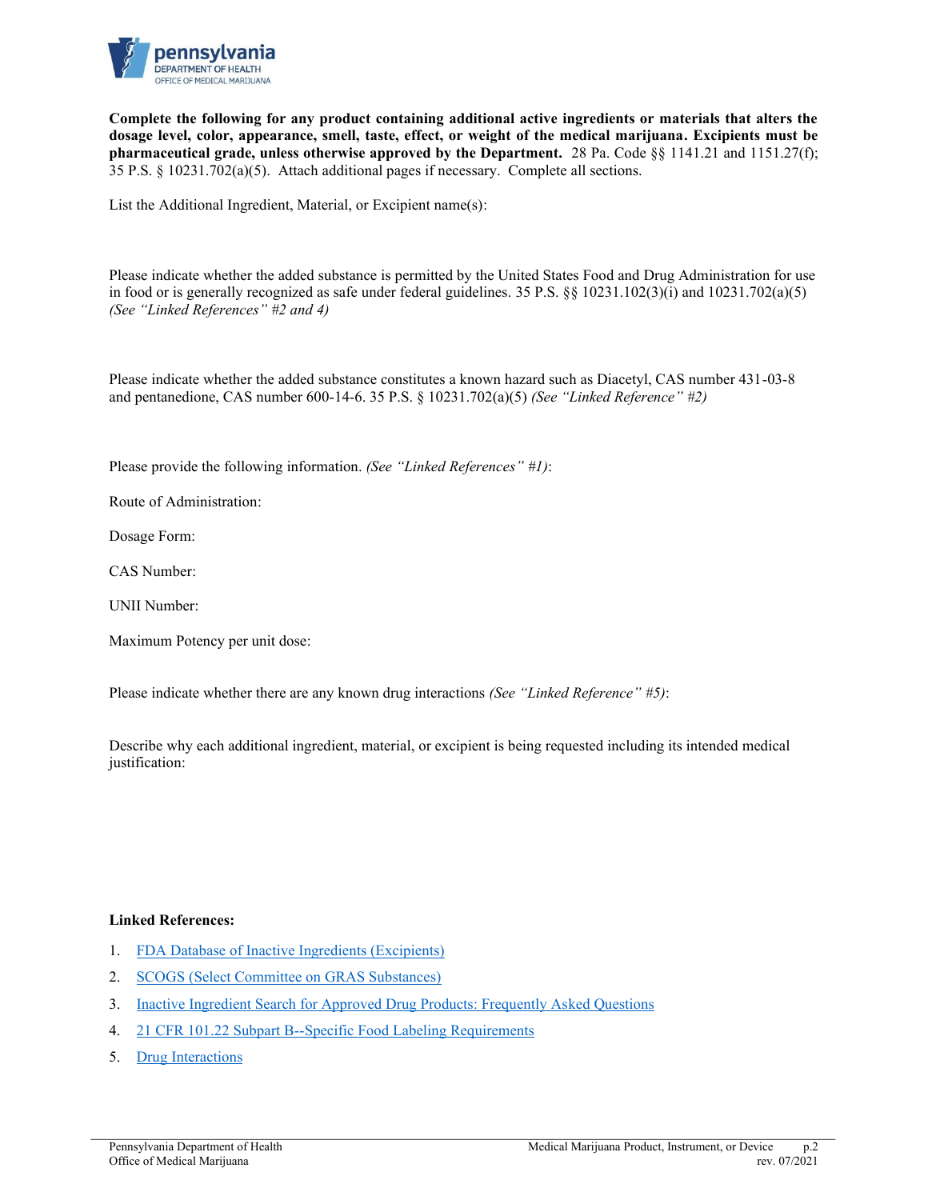**Complete the following for any product containing additional active ingredients or materials that alters the dosage level, color, appearance, smell, taste, effect, or weight of the medical marijuana. Excipients must be pharmaceutical grade, unless otherwise approved by the Department.** 28 Pa. Code §§ 1141.21 and 1151.27(f); 35 P.S. § 10231.702(a)(5). Attach additional pages if necessary. Complete all sections.

List the Additional Ingredient, Material, or Excipient name(s):

Please indicate whether the added substance is permitted by the United States Food and Drug Administration for use in food or is generally recognized as safe under federal guidelines. 35 P.S. §§ 10231.102(3)(i) and 10231.702(a)(5) *(See "Linked References" #2 and 4)*

Please indicate whether the added substance constitutes a known hazard such as Diacetyl, CAS number 431-03-8 and pentanedione, CAS number 600-14-6. 35 P.S. § 10231.702(a)(5) *(See "Linked Reference" #2)*

Please provide the following information. *(See "Linked References" #1)*:

Route of Administration:

Dosage Form:

CAS Number:

UNII Number:

Maximum Potency per unit dose:

Please indicate whether there are any known drug interactions *(See "Linked Reference" #5)*:

Describe why each additional ingredient, material, or excipient is being requested including its intended medical justification:

**Linked References:**

1. FDA Database of Inactive Ingredients (Excipients)
2. SCOGS (Select Committee on GRAS Substances)
3. Inactive Ingredient Search for Approved Drug Products: Frequently Asked Questions
4. 21 CFR 101.22 Subpart B--Specific Food Labeling Requirements
5. Drug Interactions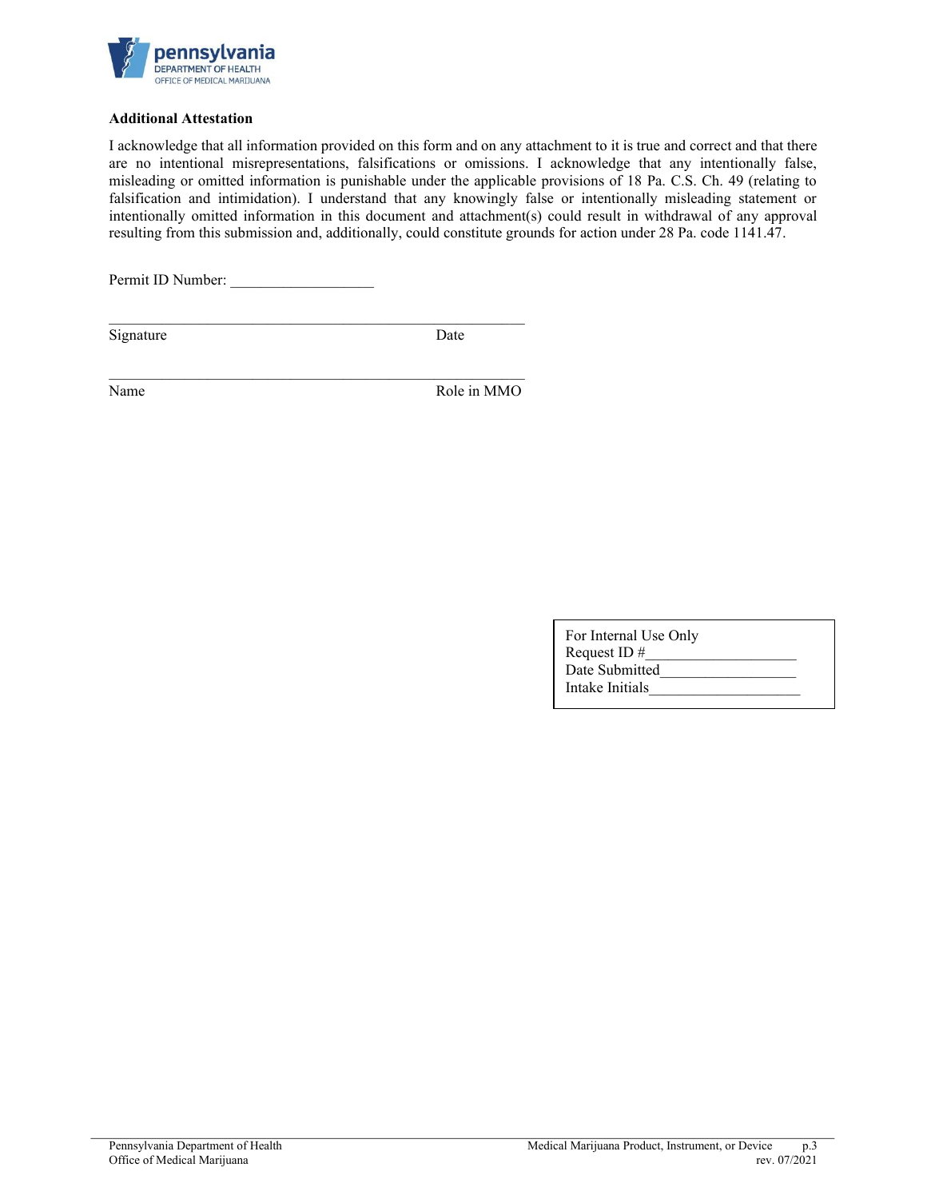**Additional Attestation**

I acknowledge that all information provided on this form and on any attachment to it is true and correct and that there are no intentional misrepresentations, falsifications or omissions. I acknowledge that any intentionally false, misleading or omitted information is punishable under the applicable provisions of 18 Pa. C.S. Ch. 49 (relating to falsification and intimidation). I understand that any knowingly false or intentionally misleading statement or intentionally omitted information in this document and attachment(s) could result in withdrawal of any approval resulting from this submission and, additionally, could constitute grounds for action under 28 Pa. code 1141.47.

Permit ID Number: ___________________

_____________________________________________________

Signature Date

_____________________________________________________

Name Role in MMO

For Internal Use Only
Request ID #____________________
Date Submitted__________________
Intake Initials____________________